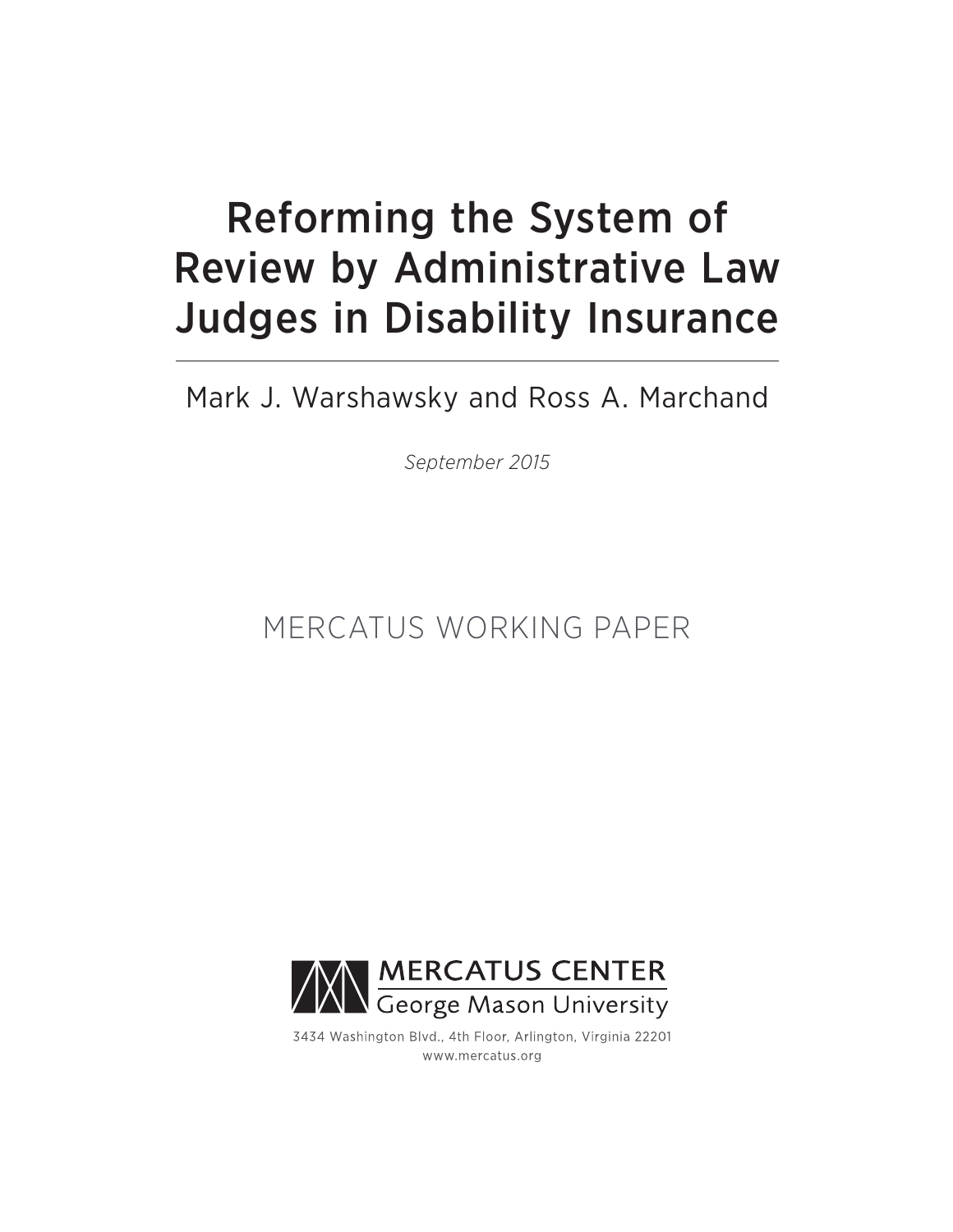# Reforming the System of Review by Administrative Law Judges in Disability Insurance

Mark J. Warshawsky and Ross A. Marchand

*September 2015*

MERCATUS WORKING PAPER

MERCATUS CENTER
George Mason University

3434 Washington Blvd., 4th Floor, Arlington, Virginia 22201
www.mercatus.org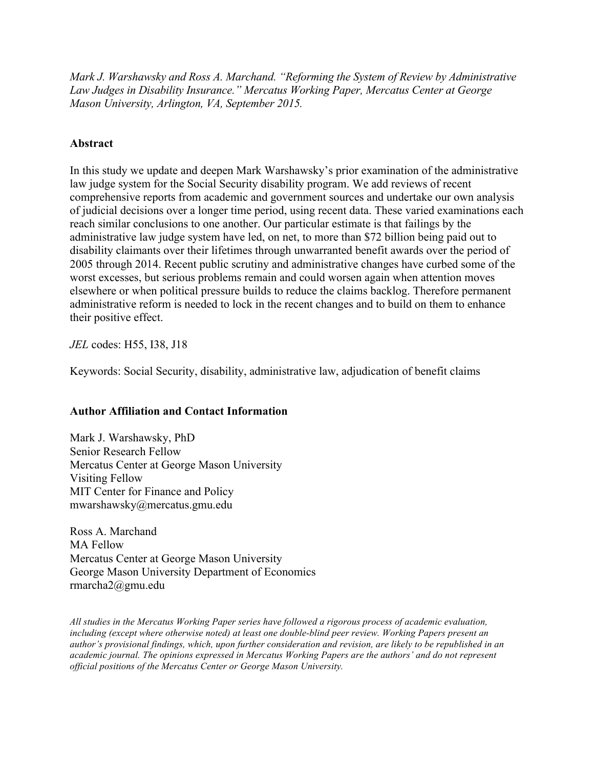*Mark J. Warshawsky and Ross A. Marchand. "Reforming the System of Review by Administrative Law Judges in Disability Insurance." Mercatus Working Paper, Mercatus Center at George Mason University, Arlington, VA, September 2015.*

## Abstract

In this study we update and deepen Mark Warshawsky's prior examination of the administrative law judge system for the Social Security disability program. We add reviews of recent comprehensive reports from academic and government sources and undertake our own analysis of judicial decisions over a longer time period, using recent data. These varied examinations each reach similar conclusions to one another. Our particular estimate is that failings by the administrative law judge system have led, on net, to more than $72 billion being paid out to disability claimants over their lifetimes through unwarranted benefit awards over the period of 2005 through 2014. Recent public scrutiny and administrative changes have curbed some of the worst excesses, but serious problems remain and could worsen again when attention moves elsewhere or when political pressure builds to reduce the claims backlog. Therefore permanent administrative reform is needed to lock in the recent changes and to build on them to enhance their positive effect.

*JEL* codes: H55, I38, J18

Keywords: Social Security, disability, administrative law, adjudication of benefit claims

## Author Affiliation and Contact Information

Mark J. Warshawsky, PhD
Senior Research Fellow
Mercatus Center at George Mason University
Visiting Fellow
MIT Center for Finance and Policy
mwarshawsky@mercatus.gmu.edu

Ross A. Marchand
MA Fellow
Mercatus Center at George Mason University
George Mason University Department of Economics
rmarcha2@gmu.edu

*All studies in the Mercatus Working Paper series have followed a rigorous process of academic evaluation, including (except where otherwise noted) at least one double-blind peer review. Working Papers present an author's provisional findings, which, upon further consideration and revision, are likely to be republished in an academic journal. The opinions expressed in Mercatus Working Papers are the authors' and do not represent official positions of the Mercatus Center or George Mason University.*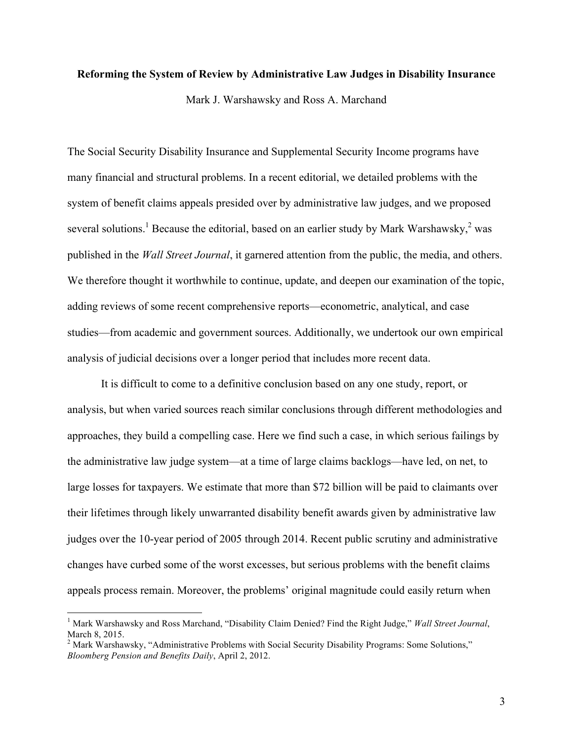**Reforming the System of Review by Administrative Law Judges in Disability Insurance**

Mark J. Warshawsky and Ross A. Marchand

The Social Security Disability Insurance and Supplemental Security Income programs have many financial and structural problems. In a recent editorial, we detailed problems with the system of benefit claims appeals presided over by administrative law judges, and we proposed several solutions.[1] Because the editorial, based on an earlier study by Mark Warshawsky,[2] was published in the *Wall Street Journal*, it garnered attention from the public, the media, and others. We therefore thought it worthwhile to continue, update, and deepen our examination of the topic, adding reviews of some recent comprehensive reports—econometric, analytical, and case studies—from academic and government sources. Additionally, we undertook our own empirical analysis of judicial decisions over a longer period that includes more recent data.

It is difficult to come to a definitive conclusion based on any one study, report, or analysis, but when varied sources reach similar conclusions through different methodologies and approaches, they build a compelling case. Here we find such a case, in which serious failings by the administrative law judge system—at a time of large claims backlogs—have led, on net, to large losses for taxpayers. We estimate that more than $72 billion will be paid to claimants over their lifetimes through likely unwarranted disability benefit awards given by administrative law judges over the 10-year period of 2005 through 2014. Recent public scrutiny and administrative changes have curbed some of the worst excesses, but serious problems with the benefit claims appeals process remain. Moreover, the problems' original magnitude could easily return when

---

[1] Mark Warshawsky and Ross Marchand, "Disability Claim Denied? Find the Right Judge," *Wall Street Journal*, March 8, 2015.

[2] Mark Warshawsky, "Administrative Problems with Social Security Disability Programs: Some Solutions," *Bloomberg Pension and Benefits Daily*, April 2, 2012.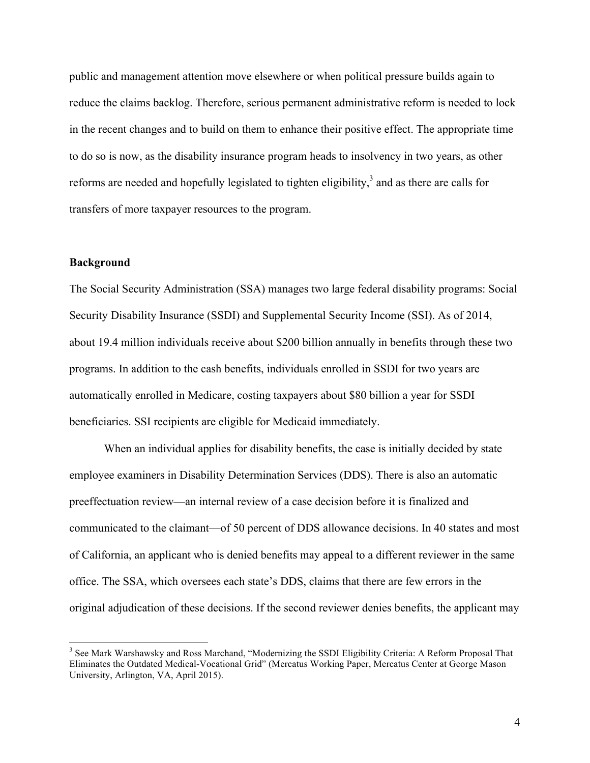public and management attention move elsewhere or when political pressure builds again to reduce the claims backlog. Therefore, serious permanent administrative reform is needed to lock in the recent changes and to build on them to enhance their positive effect. The appropriate time to do so is now, as the disability insurance program heads to insolvency in two years, as other reforms are needed and hopefully legislated to tighten eligibility,[3] and as there are calls for transfers of more taxpayer resources to the program.

**Background**

The Social Security Administration (SSA) manages two large federal disability programs: Social Security Disability Insurance (SSDI) and Supplemental Security Income (SSI). As of 2014, about 19.4 million individuals receive about $200 billion annually in benefits through these two programs. In addition to the cash benefits, individuals enrolled in SSDI for two years are automatically enrolled in Medicare, costing taxpayers about $80 billion a year for SSDI beneficiaries. SSI recipients are eligible for Medicaid immediately.

When an individual applies for disability benefits, the case is initially decided by state employee examiners in Disability Determination Services (DDS). There is also an automatic preeffectuation review—an internal review of a case decision before it is finalized and communicated to the claimant—of 50 percent of DDS allowance decisions. In 40 states and most of California, an applicant who is denied benefits may appeal to a different reviewer in the same office. The SSA, which oversees each state's DDS, claims that there are few errors in the original adjudication of these decisions. If the second reviewer denies benefits, the applicant may

[3] See Mark Warshawsky and Ross Marchand, "Modernizing the SSDI Eligibility Criteria: A Reform Proposal That Eliminates the Outdated Medical-Vocational Grid" (Mercatus Working Paper, Mercatus Center at George Mason University, Arlington, VA, April 2015).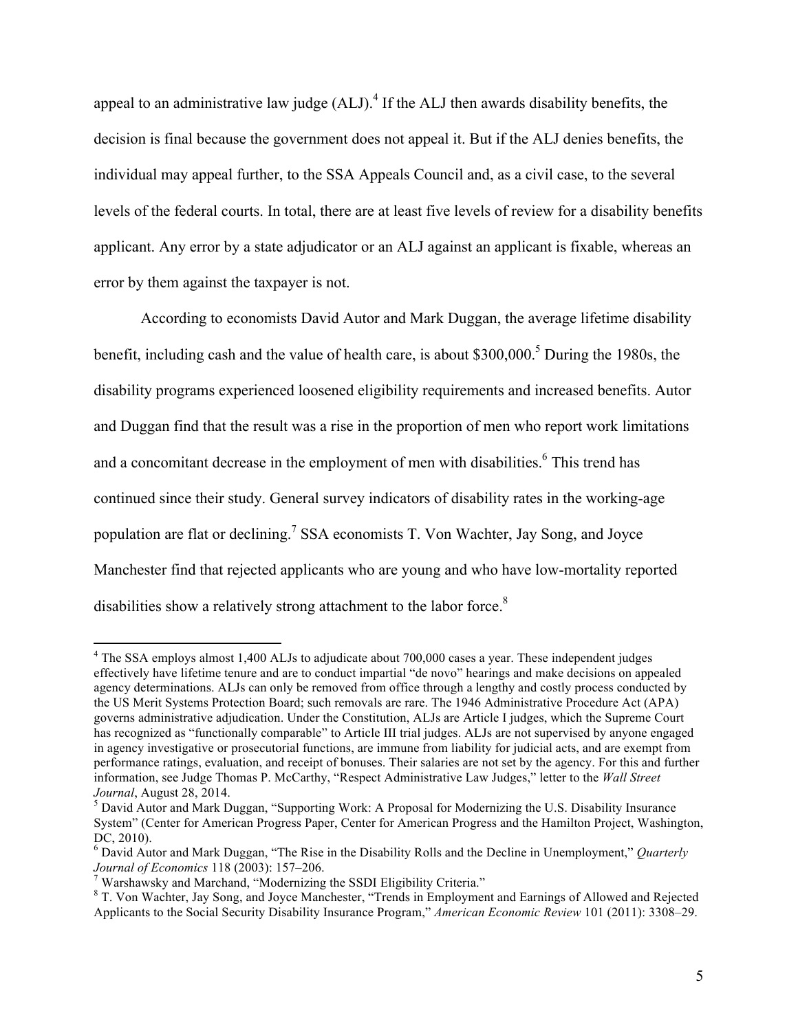appeal to an administrative law judge (ALJ).[4] If the ALJ then awards disability benefits, the decision is final because the government does not appeal it. But if the ALJ denies benefits, the individual may appeal further, to the SSA Appeals Council and, as a civil case, to the several levels of the federal courts. In total, there are at least five levels of review for a disability benefits applicant. Any error by a state adjudicator or an ALJ against an applicant is fixable, whereas an error by them against the taxpayer is not.

According to economists David Autor and Mark Duggan, the average lifetime disability benefit, including cash and the value of health care, is about $300,000.[5] During the 1980s, the disability programs experienced loosened eligibility requirements and increased benefits. Autor and Duggan find that the result was a rise in the proportion of men who report work limitations and a concomitant decrease in the employment of men with disabilities.[6] This trend has continued since their study. General survey indicators of disability rates in the working-age population are flat or declining.[7] SSA economists T. Von Wachter, Jay Song, and Joyce Manchester find that rejected applicants who are young and who have low-mortality reported disabilities show a relatively strong attachment to the labor force.[8]

---

[4] The SSA employs almost 1,400 ALJs to adjudicate about 700,000 cases a year. These independent judges effectively have lifetime tenure and are to conduct impartial "de novo" hearings and make decisions on appealed agency determinations. ALJs can only be removed from office through a lengthy and costly process conducted by the US Merit Systems Protection Board; such removals are rare. The 1946 Administrative Procedure Act (APA) governs administrative adjudication. Under the Constitution, ALJs are Article I judges, which the Supreme Court has recognized as "functionally comparable" to Article III trial judges. ALJs are not supervised by anyone engaged in agency investigative or prosecutorial functions, are immune from liability for judicial acts, and are exempt from performance ratings, evaluation, and receipt of bonuses. Their salaries are not set by the agency. For this and further information, see Judge Thomas P. McCarthy, "Respect Administrative Law Judges," letter to the *Wall Street Journal*, August 28, 2014.

[5] David Autor and Mark Duggan, "Supporting Work: A Proposal for Modernizing the U.S. Disability Insurance System" (Center for American Progress Paper, Center for American Progress and the Hamilton Project, Washington, DC, 2010).

[6] David Autor and Mark Duggan, "The Rise in the Disability Rolls and the Decline in Unemployment," *Quarterly Journal of Economics* 118 (2003): 157–206.

[7] Warshawsky and Marchand, "Modernizing the SSDI Eligibility Criteria."

[8] T. Von Wachter, Jay Song, and Joyce Manchester, "Trends in Employment and Earnings of Allowed and Rejected Applicants to the Social Security Disability Insurance Program," *American Economic Review* 101 (2011): 3308–29.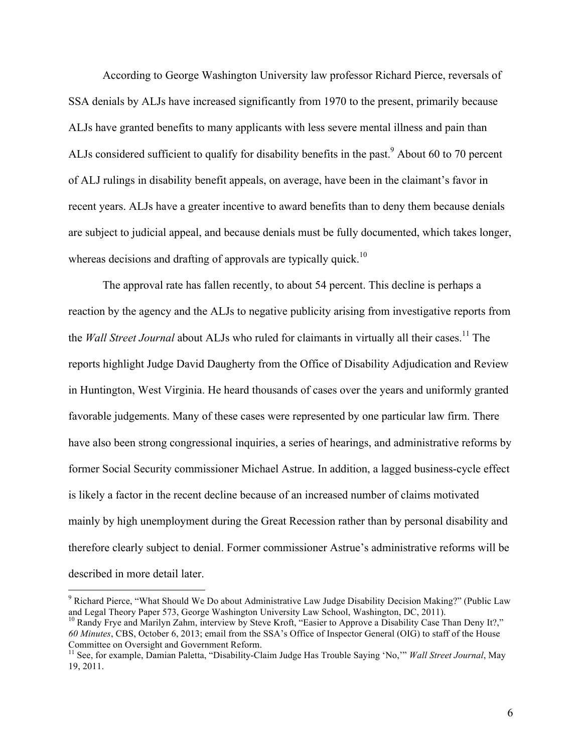According to George Washington University law professor Richard Pierce, reversals of SSA denials by ALJs have increased significantly from 1970 to the present, primarily because ALJs have granted benefits to many applicants with less severe mental illness and pain than ALJs considered sufficient to qualify for disability benefits in the past.[9] About 60 to 70 percent of ALJ rulings in disability benefit appeals, on average, have been in the claimant's favor in recent years. ALJs have a greater incentive to award benefits than to deny them because denials are subject to judicial appeal, and because denials must be fully documented, which takes longer, whereas decisions and drafting of approvals are typically quick.[10]

The approval rate has fallen recently, to about 54 percent. This decline is perhaps a reaction by the agency and the ALJs to negative publicity arising from investigative reports from the *Wall Street Journal* about ALJs who ruled for claimants in virtually all their cases.[11] The reports highlight Judge David Daugherty from the Office of Disability Adjudication and Review in Huntington, West Virginia. He heard thousands of cases over the years and uniformly granted favorable judgements. Many of these cases were represented by one particular law firm. There have also been strong congressional inquiries, a series of hearings, and administrative reforms by former Social Security commissioner Michael Astrue. In addition, a lagged business-cycle effect is likely a factor in the recent decline because of an increased number of claims motivated mainly by high unemployment during the Great Recession rather than by personal disability and therefore clearly subject to denial. Former commissioner Astrue's administrative reforms will be described in more detail later.

[9] Richard Pierce, "What Should We Do about Administrative Law Judge Disability Decision Making?" (Public Law and Legal Theory Paper 573, George Washington University Law School, Washington, DC, 2011).

[10] Randy Frye and Marilyn Zahm, interview by Steve Kroft, "Easier to Approve a Disability Case Than Deny It?," *60 Minutes*, CBS, October 6, 2013; email from the SSA's Office of Inspector General (OIG) to staff of the House Committee on Oversight and Government Reform.

[11] See, for example, Damian Paletta, "Disability-Claim Judge Has Trouble Saying 'No,'" *Wall Street Journal*, May 19, 2011.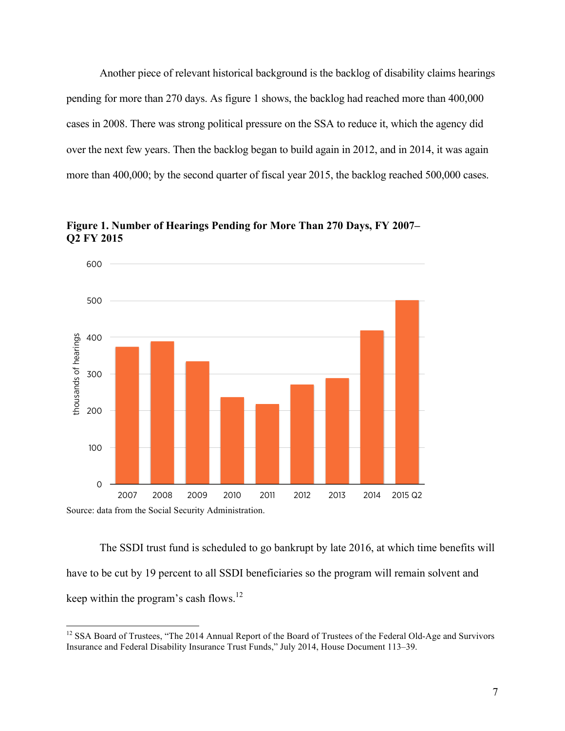Another piece of relevant historical background is the backlog of disability claims hearings pending for more than 270 days. As figure 1 shows, the backlog had reached more than 400,000 cases in 2008. There was strong political pressure on the SSA to reduce it, which the agency did over the next few years. Then the backlog began to build again in 2012, and in 2014, it was again more than 400,000; by the second quarter of fiscal year 2015, the backlog reached 500,000 cases.

**Figure 1. Number of Hearings Pending for More Than 270 Days, FY 2007–Q2 FY 2015**

Source: data from the Social Security Administration.

The SSDI trust fund is scheduled to go bankrupt by late 2016, at which time benefits will have to be cut by 19 percent to all SSDI beneficiaries so the program will remain solvent and keep within the program's cash flows.[12]

[12] SSA Board of Trustees, "The 2014 Annual Report of the Board of Trustees of the Federal Old-Age and Survivors Insurance and Federal Disability Insurance Trust Funds," July 2014, House Document 113–39.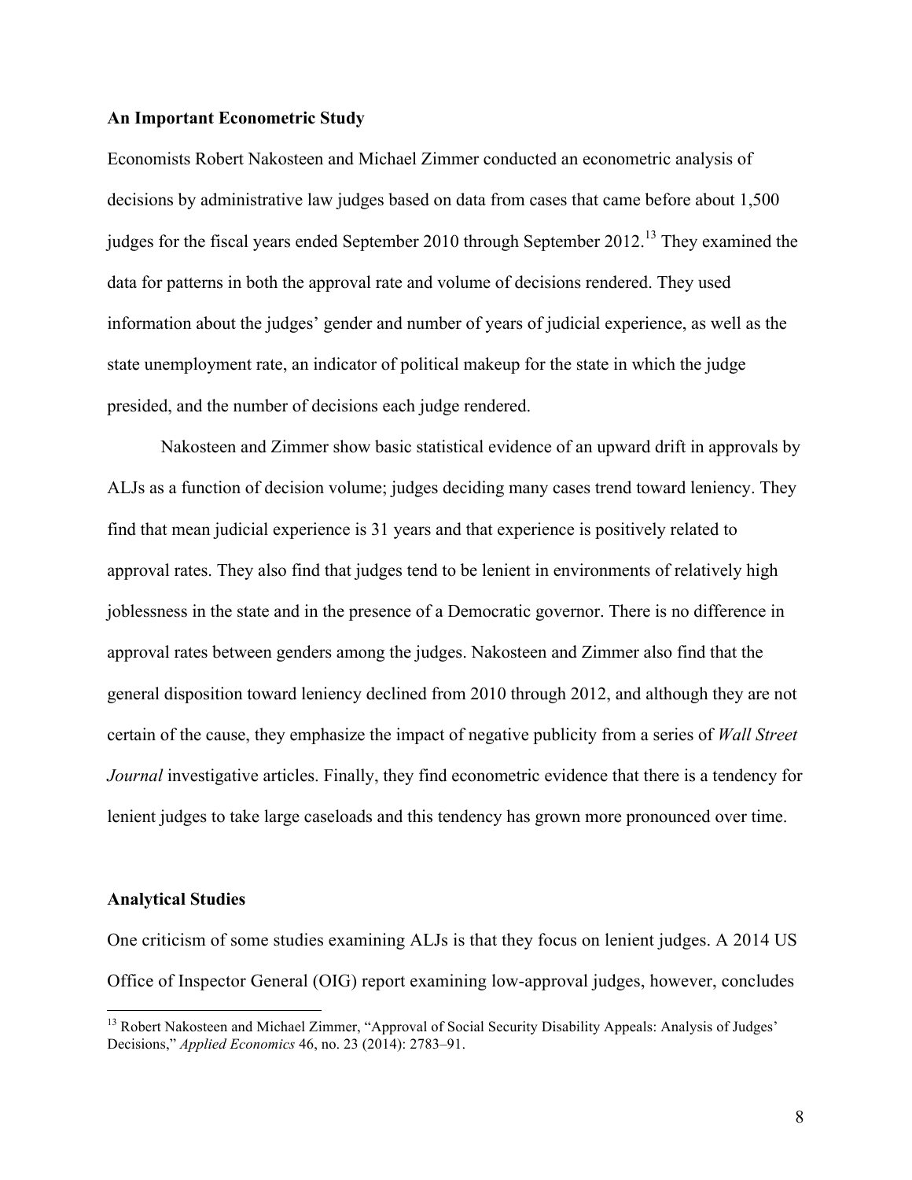**An Important Econometric Study**

Economists Robert Nakosteen and Michael Zimmer conducted an econometric analysis of decisions by administrative law judges based on data from cases that came before about 1,500 judges for the fiscal years ended September 2010 through September 2012.[13] They examined the data for patterns in both the approval rate and volume of decisions rendered. They used information about the judges' gender and number of years of judicial experience, as well as the state unemployment rate, an indicator of political makeup for the state in which the judge presided, and the number of decisions each judge rendered.

Nakosteen and Zimmer show basic statistical evidence of an upward drift in approvals by ALJs as a function of decision volume; judges deciding many cases trend toward leniency. They find that mean judicial experience is 31 years and that experience is positively related to approval rates. They also find that judges tend to be lenient in environments of relatively high joblessness in the state and in the presence of a Democratic governor. There is no difference in approval rates between genders among the judges. Nakosteen and Zimmer also find that the general disposition toward leniency declined from 2010 through 2012, and although they are not certain of the cause, they emphasize the impact of negative publicity from a series of *Wall Street Journal* investigative articles. Finally, they find econometric evidence that there is a tendency for lenient judges to take large caseloads and this tendency has grown more pronounced over time.

**Analytical Studies**

One criticism of some studies examining ALJs is that they focus on lenient judges. A 2014 US Office of Inspector General (OIG) report examining low-approval judges, however, concludes

[13] Robert Nakosteen and Michael Zimmer, "Approval of Social Security Disability Appeals: Analysis of Judges' Decisions," *Applied Economics* 46, no. 23 (2014): 2783–91.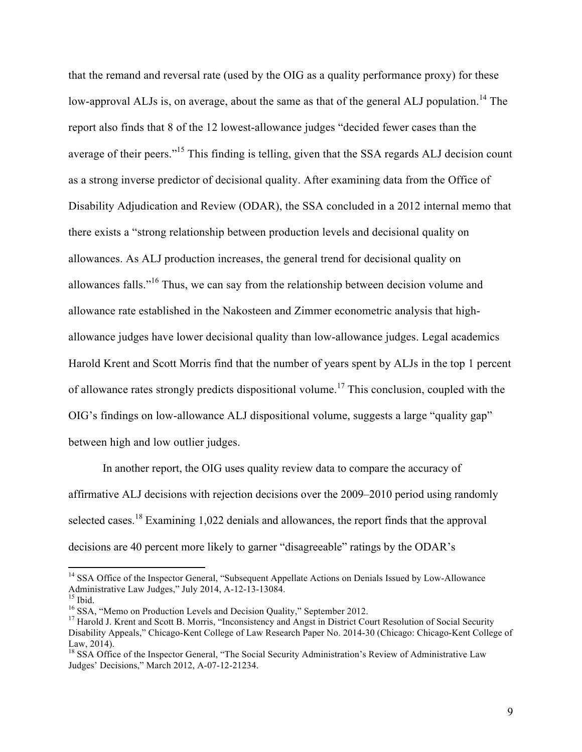that the remand and reversal rate (used by the OIG as a quality performance proxy) for these low-approval ALJs is, on average, about the same as that of the general ALJ population.[14] The report also finds that 8 of the 12 lowest-allowance judges "decided fewer cases than the average of their peers."[15] This finding is telling, given that the SSA regards ALJ decision count as a strong inverse predictor of decisional quality. After examining data from the Office of Disability Adjudication and Review (ODAR), the SSA concluded in a 2012 internal memo that there exists a "strong relationship between production levels and decisional quality on allowances. As ALJ production increases, the general trend for decisional quality on allowances falls."[16] Thus, we can say from the relationship between decision volume and allowance rate established in the Nakosteen and Zimmer econometric analysis that high-allowance judges have lower decisional quality than low-allowance judges. Legal academics Harold Krent and Scott Morris find that the number of years spent by ALJs in the top 1 percent of allowance rates strongly predicts dispositional volume.[17] This conclusion, coupled with the OIG's findings on low-allowance ALJ dispositional volume, suggests a large "quality gap" between high and low outlier judges.

In another report, the OIG uses quality review data to compare the accuracy of affirmative ALJ decisions with rejection decisions over the 2009–2010 period using randomly selected cases.[18] Examining 1,022 denials and allowances, the report finds that the approval decisions are 40 percent more likely to garner "disagreeable" ratings by the ODAR's

---

[14] SSA Office of the Inspector General, "Subsequent Appellate Actions on Denials Issued by Low-Allowance Administrative Law Judges," July 2014, A-12-13-13084.

[15] Ibid.

[16] SSA, "Memo on Production Levels and Decision Quality," September 2012.

[17] Harold J. Krent and Scott B. Morris, "Inconsistency and Angst in District Court Resolution of Social Security Disability Appeals," Chicago-Kent College of Law Research Paper No. 2014-30 (Chicago: Chicago-Kent College of Law, 2014).

[18] SSA Office of the Inspector General, "The Social Security Administration's Review of Administrative Law Judges' Decisions," March 2012, A-07-12-21234.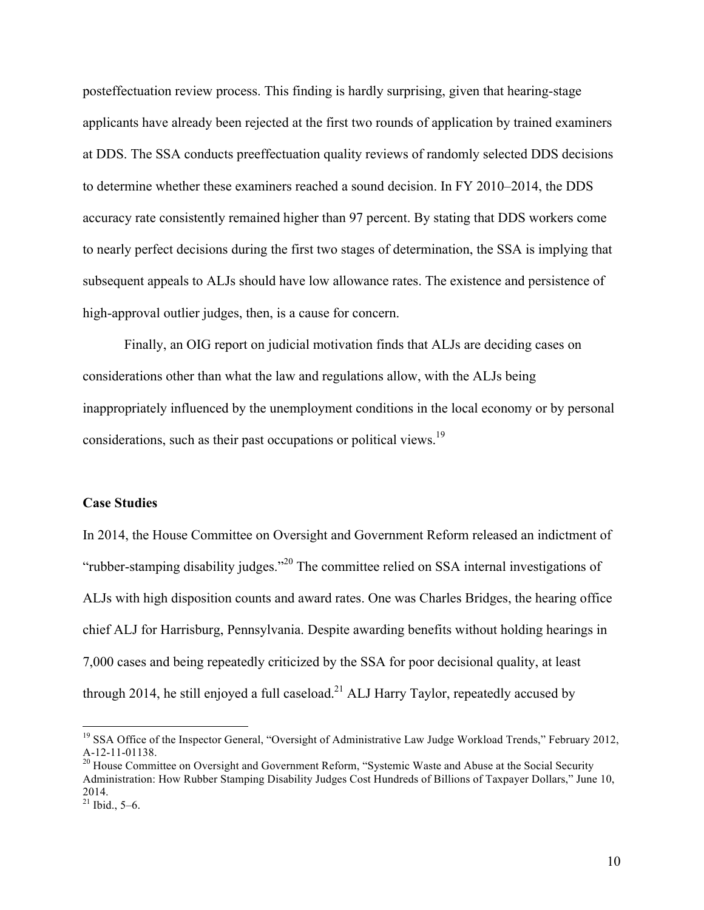posteffectuation review process. This finding is hardly surprising, given that hearing-stage applicants have already been rejected at the first two rounds of application by trained examiners at DDS. The SSA conducts preeffectuation quality reviews of randomly selected DDS decisions to determine whether these examiners reached a sound decision. In FY 2010–2014, the DDS accuracy rate consistently remained higher than 97 percent. By stating that DDS workers come to nearly perfect decisions during the first two stages of determination, the SSA is implying that subsequent appeals to ALJs should have low allowance rates. The existence and persistence of high-approval outlier judges, then, is a cause for concern.

Finally, an OIG report on judicial motivation finds that ALJs are deciding cases on considerations other than what the law and regulations allow, with the ALJs being inappropriately influenced by the unemployment conditions in the local economy or by personal considerations, such as their past occupations or political views.[19]

**Case Studies**

In 2014, the House Committee on Oversight and Government Reform released an indictment of "rubber-stamping disability judges."[20] The committee relied on SSA internal investigations of ALJs with high disposition counts and award rates. One was Charles Bridges, the hearing office chief ALJ for Harrisburg, Pennsylvania. Despite awarding benefits without holding hearings in 7,000 cases and being repeatedly criticized by the SSA for poor decisional quality, at least through 2014, he still enjoyed a full caseload.[21] ALJ Harry Taylor, repeatedly accused by

---

[19] SSA Office of the Inspector General, "Oversight of Administrative Law Judge Workload Trends," February 2012, A-12-11-01138.

[20] House Committee on Oversight and Government Reform, "Systemic Waste and Abuse at the Social Security Administration: How Rubber Stamping Disability Judges Cost Hundreds of Billions of Taxpayer Dollars," June 10, 2014.

[21] Ibid., 5–6.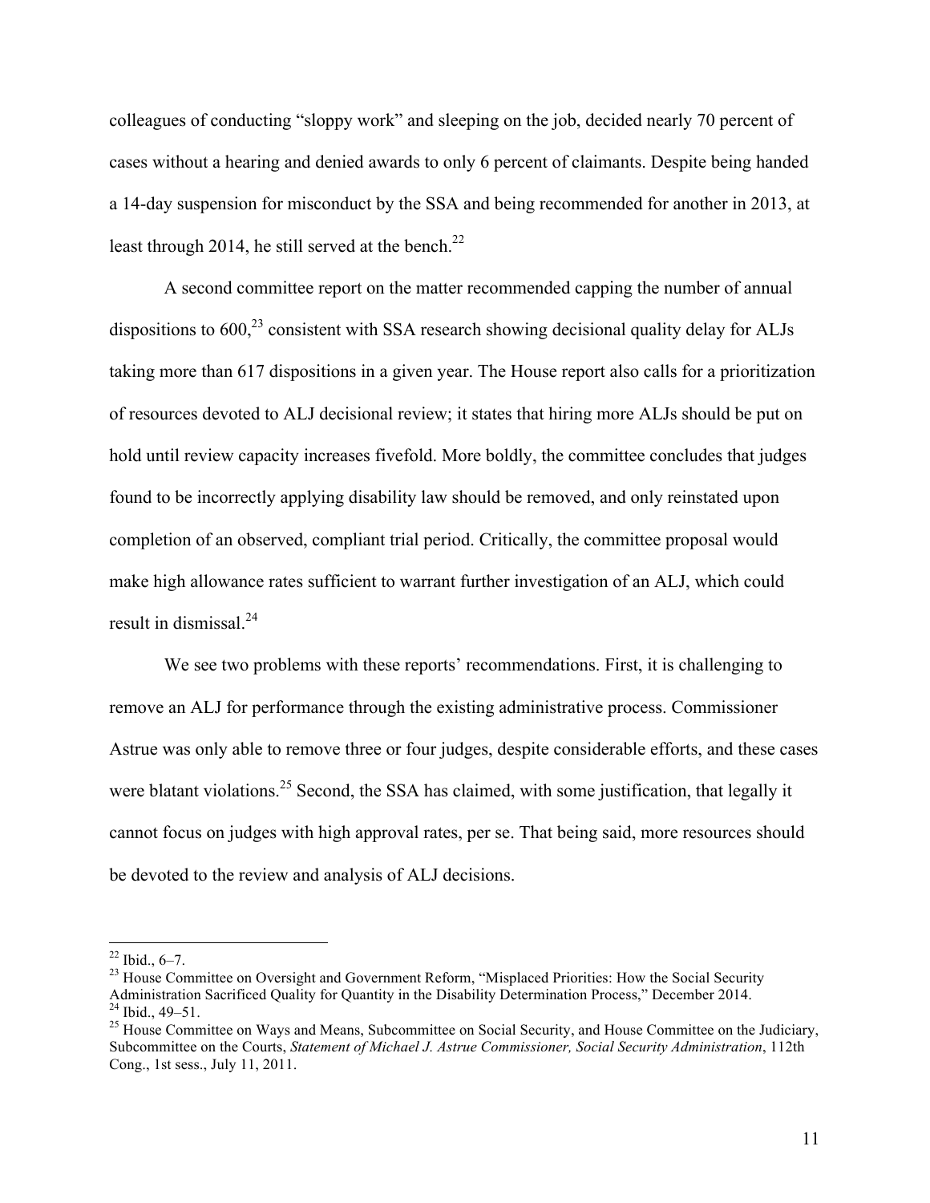colleagues of conducting "sloppy work" and sleeping on the job, decided nearly 70 percent of cases without a hearing and denied awards to only 6 percent of claimants. Despite being handed a 14-day suspension for misconduct by the SSA and being recommended for another in 2013, at least through 2014, he still served at the bench.[22]

A second committee report on the matter recommended capping the number of annual dispositions to 600,[23] consistent with SSA research showing decisional quality delay for ALJs taking more than 617 dispositions in a given year. The House report also calls for a prioritization of resources devoted to ALJ decisional review; it states that hiring more ALJs should be put on hold until review capacity increases fivefold. More boldly, the committee concludes that judges found to be incorrectly applying disability law should be removed, and only reinstated upon completion of an observed, compliant trial period. Critically, the committee proposal would make high allowance rates sufficient to warrant further investigation of an ALJ, which could result in dismissal.[24]

We see two problems with these reports' recommendations. First, it is challenging to remove an ALJ for performance through the existing administrative process. Commissioner Astrue was only able to remove three or four judges, despite considerable efforts, and these cases were blatant violations.[25] Second, the SSA has claimed, with some justification, that legally it cannot focus on judges with high approval rates, per se. That being said, more resources should be devoted to the review and analysis of ALJ decisions.

---

[22] Ibid., 6–7.

[23] House Committee on Oversight and Government Reform, "Misplaced Priorities: How the Social Security Administration Sacrificed Quality for Quantity in the Disability Determination Process," December 2014.

[24] Ibid., 49–51.

[25] House Committee on Ways and Means, Subcommittee on Social Security, and House Committee on the Judiciary, Subcommittee on the Courts, *Statement of Michael J. Astrue Commissioner, Social Security Administration*, 112th Cong., 1st sess., July 11, 2011.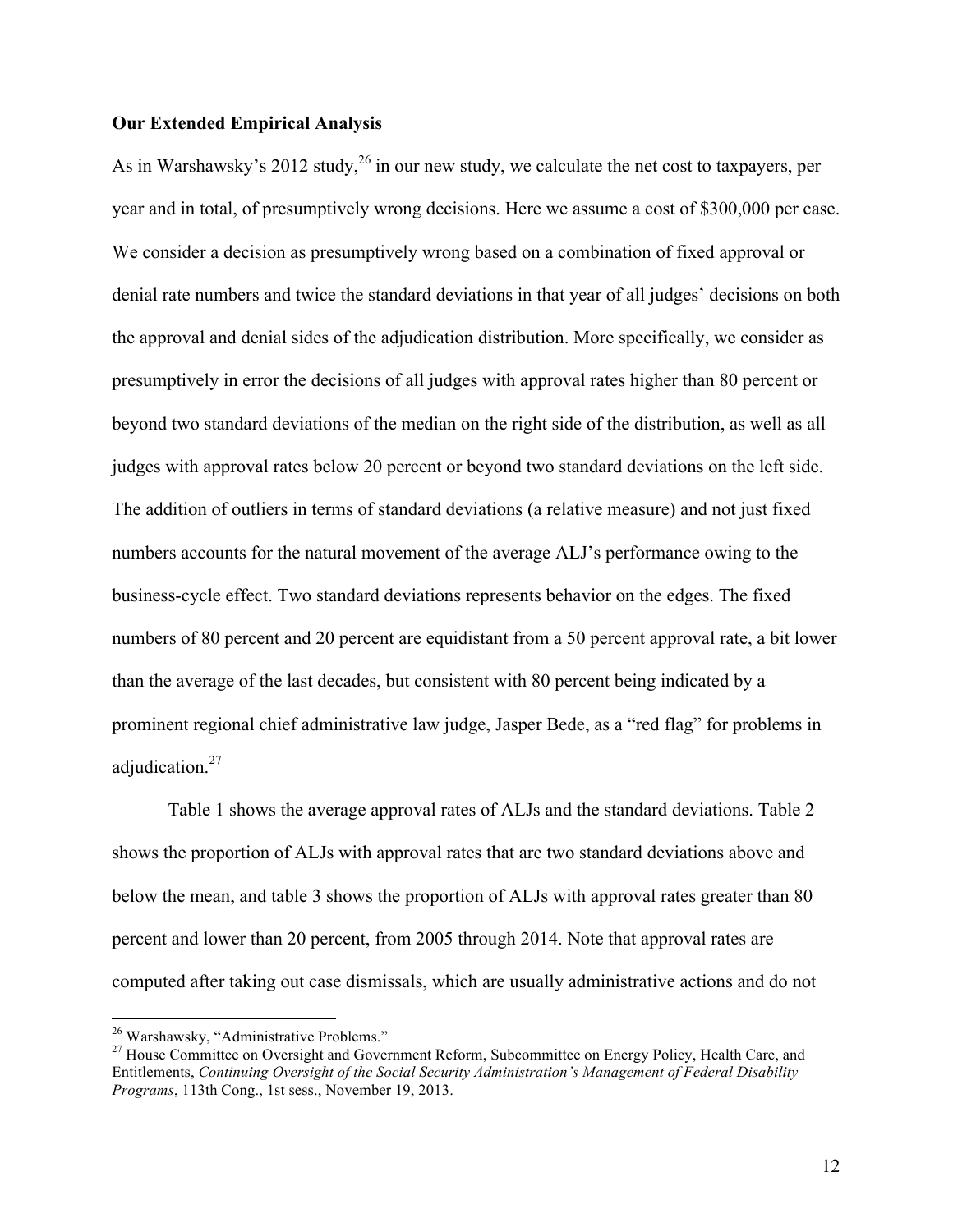**Our Extended Empirical Analysis**

As in Warshawsky's 2012 study,[26] in our new study, we calculate the net cost to taxpayers, per year and in total, of presumptively wrong decisions. Here we assume a cost of $300,000 per case. We consider a decision as presumptively wrong based on a combination of fixed approval or denial rate numbers and twice the standard deviations in that year of all judges' decisions on both the approval and denial sides of the adjudication distribution. More specifically, we consider as presumptively in error the decisions of all judges with approval rates higher than 80 percent or beyond two standard deviations of the median on the right side of the distribution, as well as all judges with approval rates below 20 percent or beyond two standard deviations on the left side. The addition of outliers in terms of standard deviations (a relative measure) and not just fixed numbers accounts for the natural movement of the average ALJ's performance owing to the business-cycle effect. Two standard deviations represents behavior on the edges. The fixed numbers of 80 percent and 20 percent are equidistant from a 50 percent approval rate, a bit lower than the average of the last decades, but consistent with 80 percent being indicated by a prominent regional chief administrative law judge, Jasper Bede, as a "red flag" for problems in adjudication.[27]

Table 1 shows the average approval rates of ALJs and the standard deviations. Table 2 shows the proportion of ALJs with approval rates that are two standard deviations above and below the mean, and table 3 shows the proportion of ALJs with approval rates greater than 80 percent and lower than 20 percent, from 2005 through 2014. Note that approval rates are computed after taking out case dismissals, which are usually administrative actions and do not

---

[26] Warshawsky, "Administrative Problems."

[27] House Committee on Oversight and Government Reform, Subcommittee on Energy Policy, Health Care, and Entitlements, *Continuing Oversight of the Social Security Administration's Management of Federal Disability Programs*, 113th Cong., 1st sess., November 19, 2013.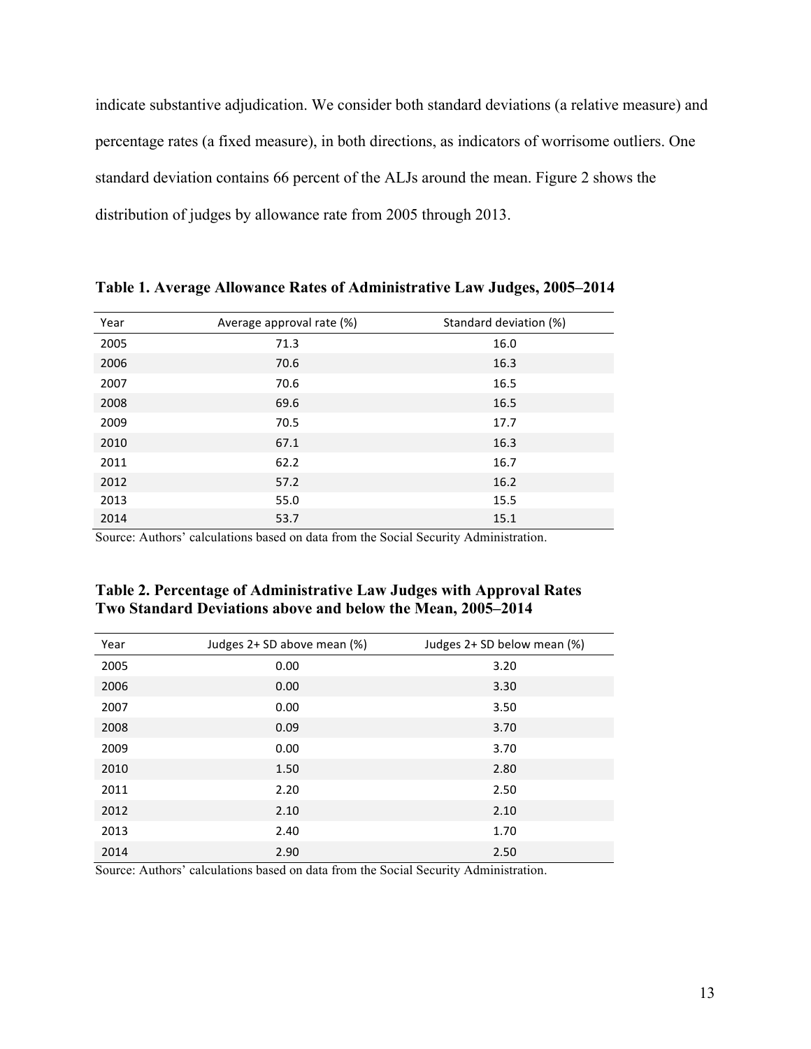indicate substantive adjudication. We consider both standard deviations (a relative measure) and percentage rates (a fixed measure), in both directions, as indicators of worrisome outliers. One standard deviation contains 66 percent of the ALJs around the mean. Figure 2 shows the distribution of judges by allowance rate from 2005 through 2013.

**Table 1. Average Allowance Rates of Administrative Law Judges, 2005–2014**

| Year | Average approval rate (%) | Standard deviation (%) |
|---|---|---|
| 2005 | 71.3 | 16.0 |
| 2006 | 70.6 | 16.3 |
| 2007 | 70.6 | 16.5 |
| 2008 | 69.6 | 16.5 |
| 2009 | 70.5 | 17.7 |
| 2010 | 67.1 | 16.3 |
| 2011 | 62.2 | 16.7 |
| 2012 | 57.2 | 16.2 |
| 2013 | 55.0 | 15.5 |
| 2014 | 53.7 | 15.1 |

Source: Authors' calculations based on data from the Social Security Administration.

**Table 2. Percentage of Administrative Law Judges with Approval Rates Two Standard Deviations above and below the Mean, 2005–2014**

| Year | Judges 2+ SD above mean (%) | Judges 2+ SD below mean (%) |
|---|---|---|
| 2005 | 0.00 | 3.20 |
| 2006 | 0.00 | 3.30 |
| 2007 | 0.00 | 3.50 |
| 2008 | 0.09 | 3.70 |
| 2009 | 0.00 | 3.70 |
| 2010 | 1.50 | 2.80 |
| 2011 | 2.20 | 2.50 |
| 2012 | 2.10 | 2.10 |
| 2013 | 2.40 | 1.70 |
| 2014 | 2.90 | 2.50 |

Source: Authors' calculations based on data from the Social Security Administration.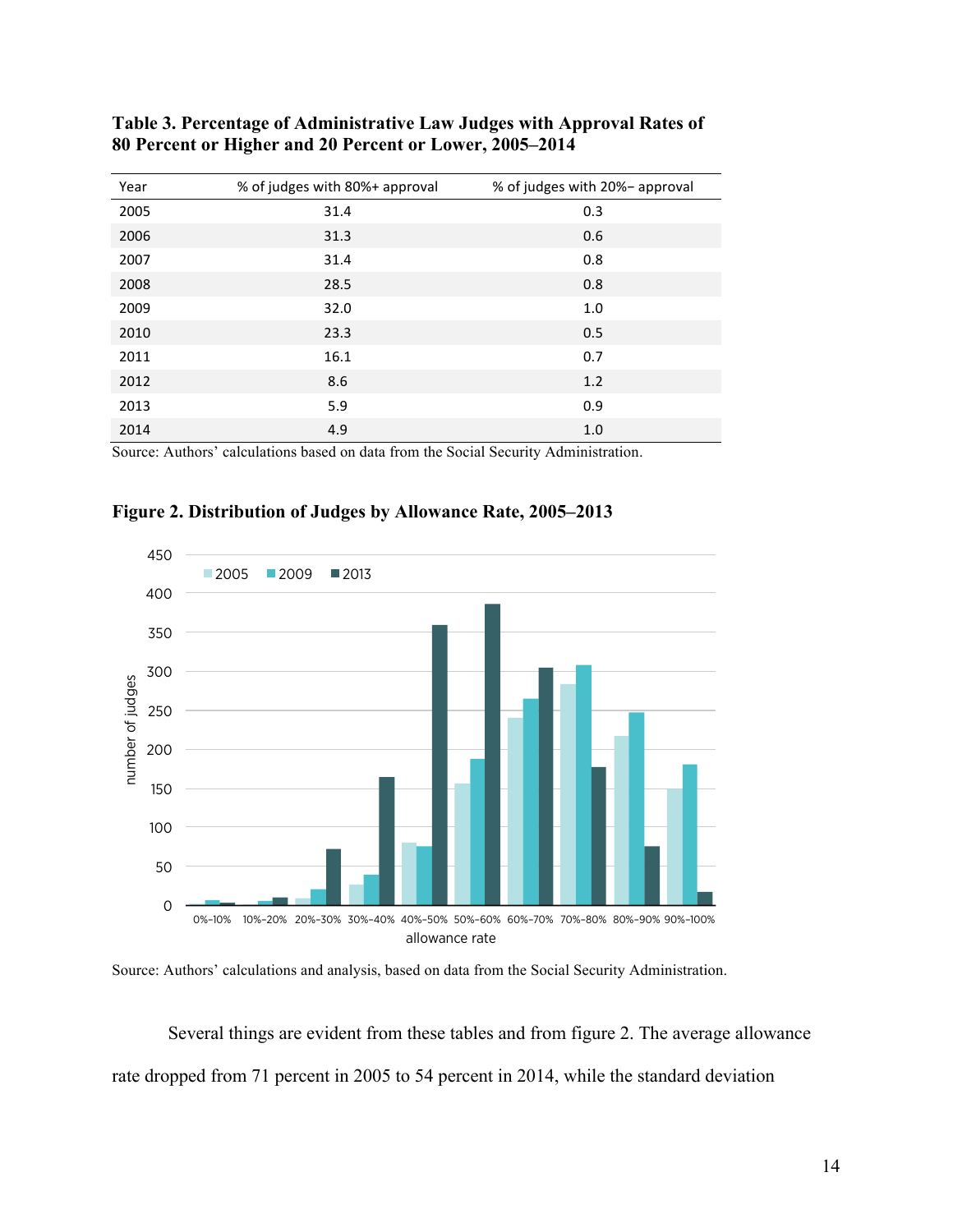**Table 3. Percentage of Administrative Law Judges with Approval Rates of 80 Percent or Higher and 20 Percent or Lower, 2005–2014**

| Year | % of judges with 80%+ approval | % of judges with 20%– approval |
|---|---|---|
| 2005 | 31.4 | 0.3 |
| 2006 | 31.3 | 0.6 |
| 2007 | 31.4 | 0.8 |
| 2008 | 28.5 | 0.8 |
| 2009 | 32.0 | 1.0 |
| 2010 | 23.3 | 0.5 |
| 2011 | 16.1 | 0.7 |
| 2012 | 8.6 | 1.2 |
| 2013 | 5.9 | 0.9 |
| 2014 | 4.9 | 1.0 |

Source: Authors' calculations based on data from the Social Security Administration.

**Figure 2. Distribution of Judges by Allowance Rate, 2005–2013**

Source: Authors' calculations and analysis, based on data from the Social Security Administration.

Several things are evident from these tables and from figure 2. The average allowance rate dropped from 71 percent in 2005 to 54 percent in 2014, while the standard deviation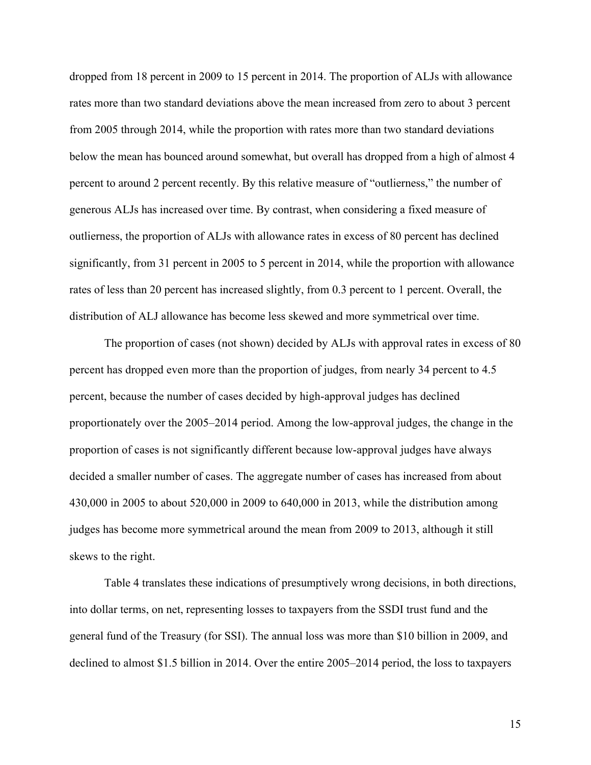dropped from 18 percent in 2009 to 15 percent in 2014. The proportion of ALJs with allowance rates more than two standard deviations above the mean increased from zero to about 3 percent from 2005 through 2014, while the proportion with rates more than two standard deviations below the mean has bounced around somewhat, but overall has dropped from a high of almost 4 percent to around 2 percent recently. By this relative measure of "outlierness," the number of generous ALJs has increased over time. By contrast, when considering a fixed measure of outlierness, the proportion of ALJs with allowance rates in excess of 80 percent has declined significantly, from 31 percent in 2005 to 5 percent in 2014, while the proportion with allowance rates of less than 20 percent has increased slightly, from 0.3 percent to 1 percent. Overall, the distribution of ALJ allowance has become less skewed and more symmetrical over time.

The proportion of cases (not shown) decided by ALJs with approval rates in excess of 80 percent has dropped even more than the proportion of judges, from nearly 34 percent to 4.5 percent, because the number of cases decided by high-approval judges has declined proportionately over the 2005–2014 period. Among the low-approval judges, the change in the proportion of cases is not significantly different because low-approval judges have always decided a smaller number of cases. The aggregate number of cases has increased from about 430,000 in 2005 to about 520,000 in 2009 to 640,000 in 2013, while the distribution among judges has become more symmetrical around the mean from 2009 to 2013, although it still skews to the right.

Table 4 translates these indications of presumptively wrong decisions, in both directions, into dollar terms, on net, representing losses to taxpayers from the SSDI trust fund and the general fund of the Treasury (for SSI). The annual loss was more than $10 billion in 2009, and declined to almost $1.5 billion in 2014. Over the entire 2005–2014 period, the loss to taxpayers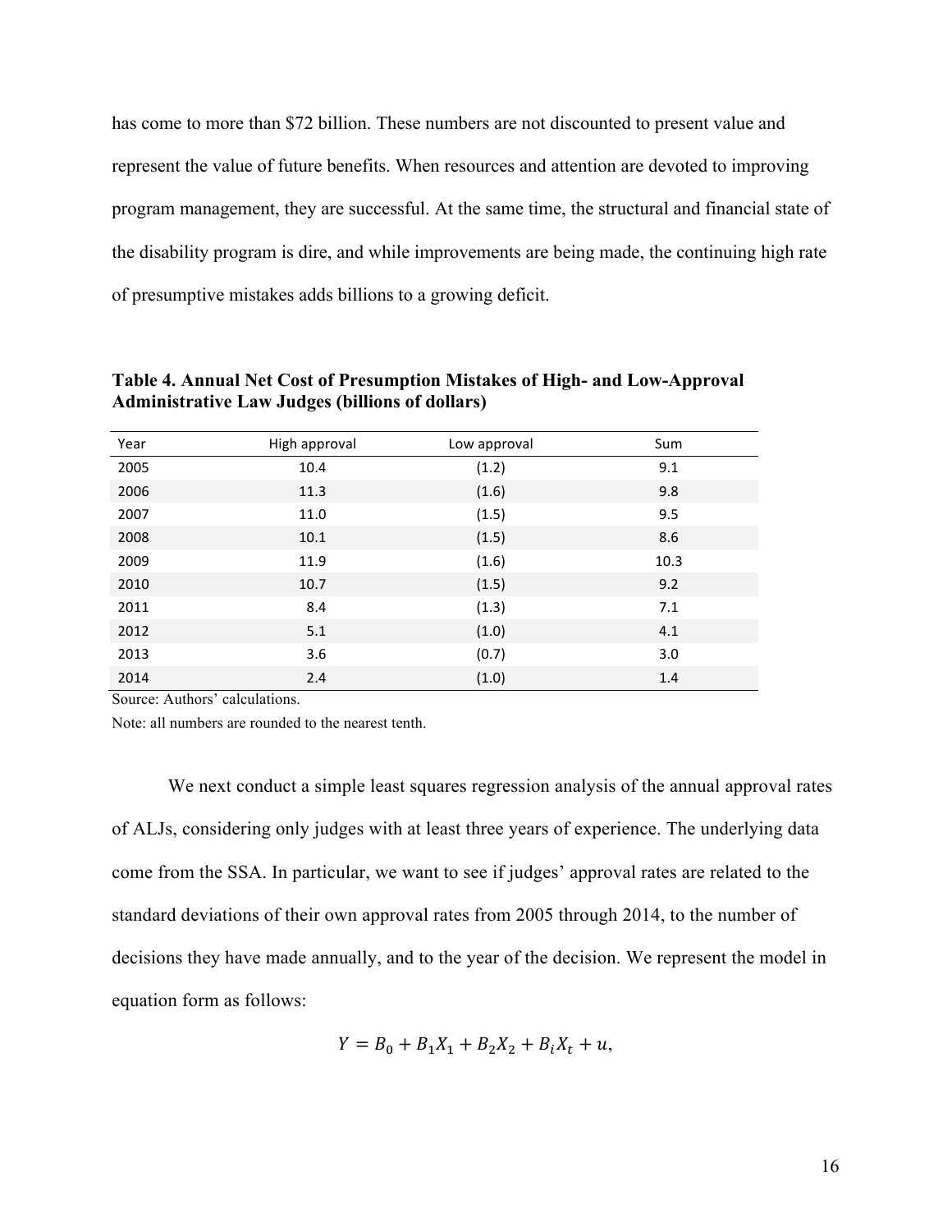has come to more than $72 billion. These numbers are not discounted to present value and represent the value of future benefits. When resources and attention are devoted to improving program management, they are successful. At the same time, the structural and financial state of the disability program is dire, and while improvements are being made, the continuing high rate of presumptive mistakes adds billions to a growing deficit.

**Table 4. Annual Net Cost of Presumption Mistakes of High- and Low-Approval Administrative Law Judges (billions of dollars)**

| Year | High approval | Low approval | Sum |
|---|---|---|---|
| 2005 | 10.4 | (1.2) | 9.1 |
| 2006 | 11.3 | (1.6) | 9.8 |
| 2007 | 11.0 | (1.5) | 9.5 |
| 2008 | 10.1 | (1.5) | 8.6 |
| 2009 | 11.9 | (1.6) | 10.3 |
| 2010 | 10.7 | (1.5) | 9.2 |
| 2011 | 8.4 | (1.3) | 7.1 |
| 2012 | 5.1 | (1.0) | 4.1 |
| 2013 | 3.6 | (0.7) | 3.0 |
| 2014 | 2.4 | (1.0) | 1.4 |

Source: Authors' calculations.

Note: all numbers are rounded to the nearest tenth.

We next conduct a simple least squares regression analysis of the annual approval rates of ALJs, considering only judges with at least three years of experience. The underlying data come from the SSA. In particular, we want to see if judges' approval rates are related to the standard deviations of their own approval rates from 2005 through 2014, to the number of decisions they have made annually, and to the year of the decision. We represent the model in equation form as follows:

$$Y = B_0 + B_1X_1 + B_2X_2 + B_iX_t + u,$$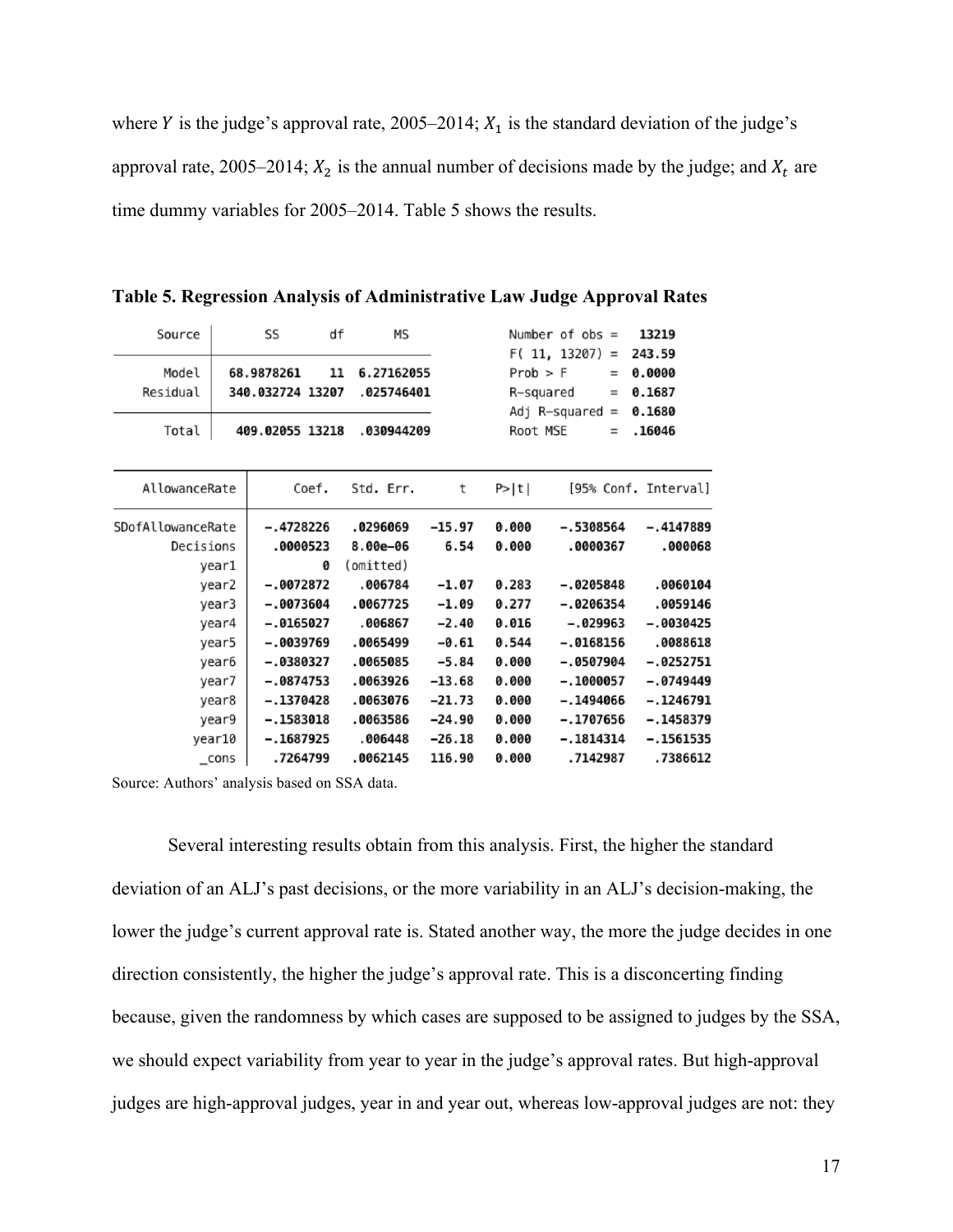where $Y$ is the judge's approval rate, 2005–2014; $X_1$ is the standard deviation of the judge's approval rate, 2005–2014; $X_2$ is the annual number of decisions made by the judge; and $X_t$ are time dummy variables for 2005–2014. Table 5 shows the results.

**Table 5. Regression Analysis of Administrative Law Judge Approval Rates**

| Source | SS | df | MS |
|---|---|---|---|
| Model | 68.9878261 | 11 | 6.27162055 |
| Residual | 340.032724 | 13207 | .025746401 |
| Total | 409.02055 | 13218 | .030944209 |

| | |
|---|---|
| Number of obs = | 13219 |
| F( 11, 13207) = | 243.59 |
| Prob > F = | 0.0000 |
| R-squared = | 0.1687 |
| Adj R-squared = | 0.1680 |
| Root MSE = | .16046 |

| AllowanceRate | Coef. | Std. Err. | t | P>\|t\| | [95% Conf. | Interval] |
|---|---|---|---|---|---|---|
| SDofAllowanceRate | -.4728226 | .0296069 | -15.97 | 0.000 | -.5308564 | -.4147889 |
| Decisions | .0000523 | 8.00e-06 | 6.54 | 0.000 | .0000367 | .000068 |
| year1 | 0 | (omitted) | | | | |
| year2 | -.0072872 | .006784 | -1.07 | 0.283 | -.0205848 | .0060104 |
| year3 | -.0073604 | .0067725 | -1.09 | 0.277 | -.0206354 | .0059146 |
| year4 | -.0165027 | .006867 | -2.40 | 0.016 | -.029963 | -.0030425 |
| year5 | -.0039769 | .0065499 | -0.61 | 0.544 | -.0168156 | .0088618 |
| year6 | -.0380327 | .0065085 | -5.84 | 0.000 | -.0507904 | -.0252751 |
| year7 | -.0874753 | .0063926 | -13.68 | 0.000 | -.1000057 | -.0749449 |
| year8 | -.1370428 | .0063076 | -21.73 | 0.000 | -.1494066 | -.1246791 |
| year9 | -.1583018 | .0063586 | -24.90 | 0.000 | -.1707656 | -.1458379 |
| year10 | -.1687925 | .006448 | -26.18 | 0.000 | -.1814314 | -.1561535 |
| _cons | .7264799 | .0062145 | 116.90 | 0.000 | .7142987 | .7386612 |

Source: Authors' analysis based on SSA data.

Several interesting results obtain from this analysis. First, the higher the standard deviation of an ALJ's past decisions, or the more variability in an ALJ's decision-making, the lower the judge's current approval rate is. Stated another way, the more the judge decides in one direction consistently, the higher the judge's approval rate. This is a disconcerting finding because, given the randomness by which cases are supposed to be assigned to judges by the SSA, we should expect variability from year to year in the judge's approval rates. But high-approval judges are high-approval judges, year in and year out, whereas low-approval judges are not: they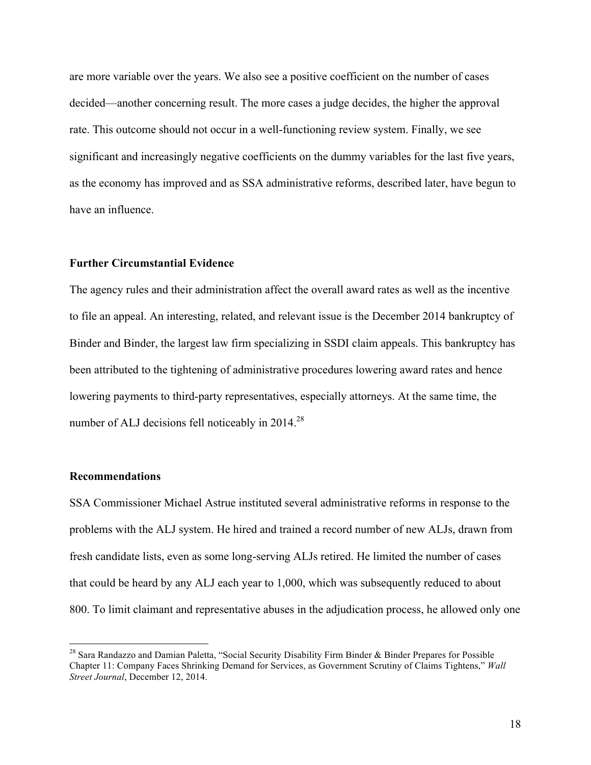are more variable over the years. We also see a positive coefficient on the number of cases decided—another concerning result. The more cases a judge decides, the higher the approval rate. This outcome should not occur in a well-functioning review system. Finally, we see significant and increasingly negative coefficients on the dummy variables for the last five years, as the economy has improved and as SSA administrative reforms, described later, have begun to have an influence.

**Further Circumstantial Evidence**

The agency rules and their administration affect the overall award rates as well as the incentive to file an appeal. An interesting, related, and relevant issue is the December 2014 bankruptcy of Binder and Binder, the largest law firm specializing in SSDI claim appeals. This bankruptcy has been attributed to the tightening of administrative procedures lowering award rates and hence lowering payments to third-party representatives, especially attorneys. At the same time, the number of ALJ decisions fell noticeably in 2014.[28]

**Recommendations**

SSA Commissioner Michael Astrue instituted several administrative reforms in response to the problems with the ALJ system. He hired and trained a record number of new ALJs, drawn from fresh candidate lists, even as some long-serving ALJs retired. He limited the number of cases that could be heard by any ALJ each year to 1,000, which was subsequently reduced to about 800. To limit claimant and representative abuses in the adjudication process, he allowed only one

---

[28] Sara Randazzo and Damian Paletta, "Social Security Disability Firm Binder & Binder Prepares for Possible Chapter 11: Company Faces Shrinking Demand for Services, as Government Scrutiny of Claims Tightens," *Wall Street Journal*, December 12, 2014.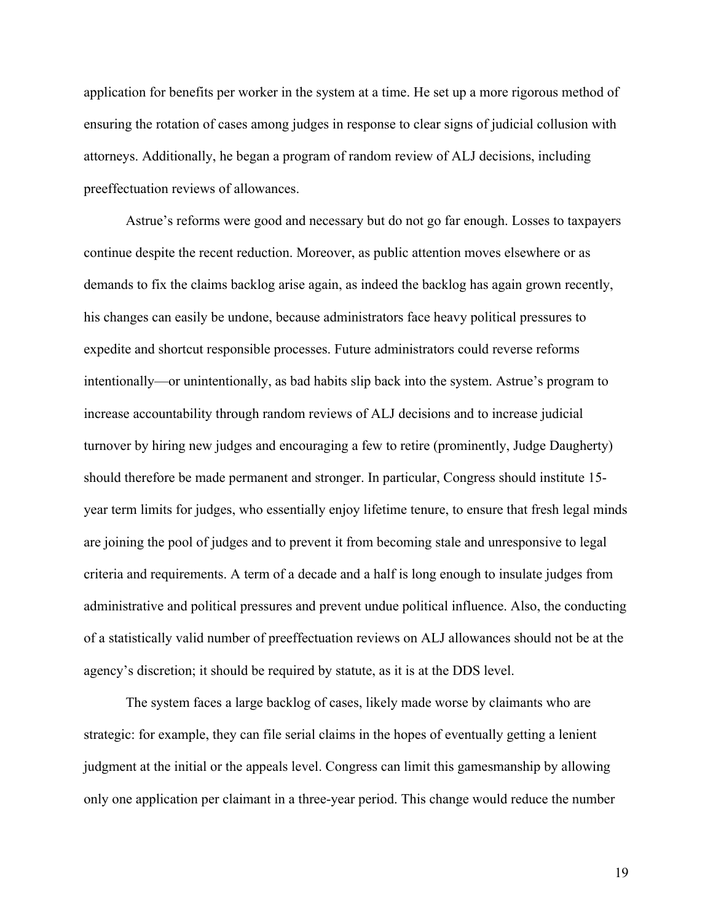application for benefits per worker in the system at a time. He set up a more rigorous method of ensuring the rotation of cases among judges in response to clear signs of judicial collusion with attorneys. Additionally, he began a program of random review of ALJ decisions, including preeffectuation reviews of allowances.

Astrue's reforms were good and necessary but do not go far enough. Losses to taxpayers continue despite the recent reduction. Moreover, as public attention moves elsewhere or as demands to fix the claims backlog arise again, as indeed the backlog has again grown recently, his changes can easily be undone, because administrators face heavy political pressures to expedite and shortcut responsible processes. Future administrators could reverse reforms intentionally—or unintentionally, as bad habits slip back into the system. Astrue's program to increase accountability through random reviews of ALJ decisions and to increase judicial turnover by hiring new judges and encouraging a few to retire (prominently, Judge Daugherty) should therefore be made permanent and stronger. In particular, Congress should institute 15-year term limits for judges, who essentially enjoy lifetime tenure, to ensure that fresh legal minds are joining the pool of judges and to prevent it from becoming stale and unresponsive to legal criteria and requirements. A term of a decade and a half is long enough to insulate judges from administrative and political pressures and prevent undue political influence. Also, the conducting of a statistically valid number of preeffectuation reviews on ALJ allowances should not be at the agency's discretion; it should be required by statute, as it is at the DDS level.

The system faces a large backlog of cases, likely made worse by claimants who are strategic: for example, they can file serial claims in the hopes of eventually getting a lenient judgment at the initial or the appeals level. Congress can limit this gamesmanship by allowing only one application per claimant in a three-year period. This change would reduce the number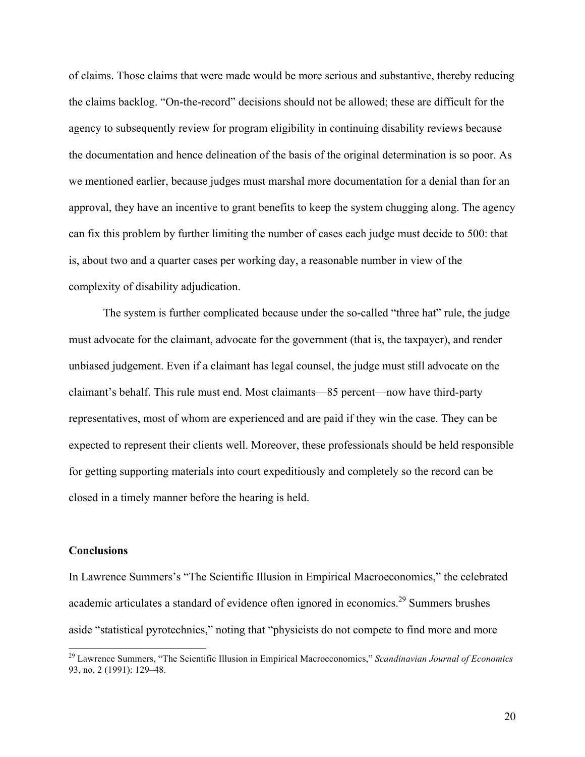of claims. Those claims that were made would be more serious and substantive, thereby reducing the claims backlog. "On-the-record" decisions should not be allowed; these are difficult for the agency to subsequently review for program eligibility in continuing disability reviews because the documentation and hence delineation of the basis of the original determination is so poor. As we mentioned earlier, because judges must marshal more documentation for a denial than for an approval, they have an incentive to grant benefits to keep the system chugging along. The agency can fix this problem by further limiting the number of cases each judge must decide to 500: that is, about two and a quarter cases per working day, a reasonable number in view of the complexity of disability adjudication.

The system is further complicated because under the so-called "three hat" rule, the judge must advocate for the claimant, advocate for the government (that is, the taxpayer), and render unbiased judgement. Even if a claimant has legal counsel, the judge must still advocate on the claimant's behalf. This rule must end. Most claimants—85 percent—now have third-party representatives, most of whom are experienced and are paid if they win the case. They can be expected to represent their clients well. Moreover, these professionals should be held responsible for getting supporting materials into court expeditiously and completely so the record can be closed in a timely manner before the hearing is held.

**Conclusions**

In Lawrence Summers's "The Scientific Illusion in Empirical Macroeconomics," the celebrated academic articulates a standard of evidence often ignored in economics.[29] Summers brushes aside "statistical pyrotechnics," noting that "physicists do not compete to find more and more

[29] Lawrence Summers, "The Scientific Illusion in Empirical Macroeconomics," *Scandinavian Journal of Economics* 93, no. 2 (1991): 129–48.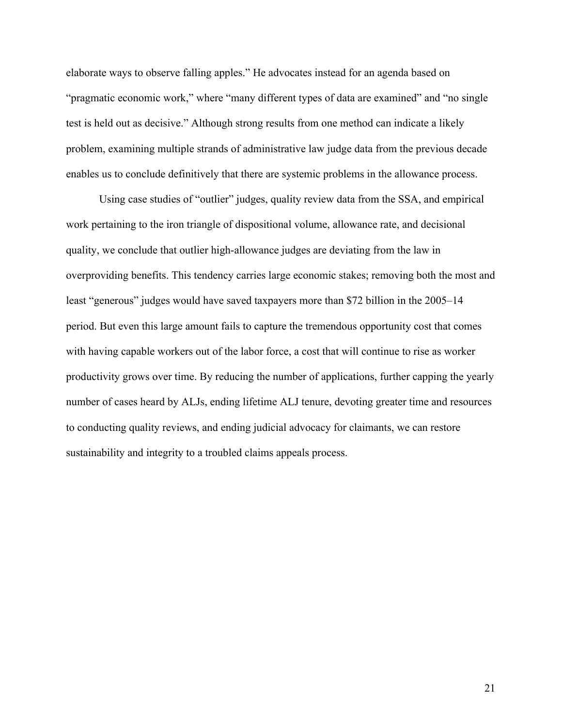elaborate ways to observe falling apples." He advocates instead for an agenda based on "pragmatic economic work," where "many different types of data are examined" and "no single test is held out as decisive." Although strong results from one method can indicate a likely problem, examining multiple strands of administrative law judge data from the previous decade enables us to conclude definitively that there are systemic problems in the allowance process.

Using case studies of "outlier" judges, quality review data from the SSA, and empirical work pertaining to the iron triangle of dispositional volume, allowance rate, and decisional quality, we conclude that outlier high-allowance judges are deviating from the law in overproviding benefits. This tendency carries large economic stakes; removing both the most and least "generous" judges would have saved taxpayers more than $72 billion in the 2005–14 period. But even this large amount fails to capture the tremendous opportunity cost that comes with having capable workers out of the labor force, a cost that will continue to rise as worker productivity grows over time. By reducing the number of applications, further capping the yearly number of cases heard by ALJs, ending lifetime ALJ tenure, devoting greater time and resources to conducting quality reviews, and ending judicial advocacy for claimants, we can restore sustainability and integrity to a troubled claims appeals process.